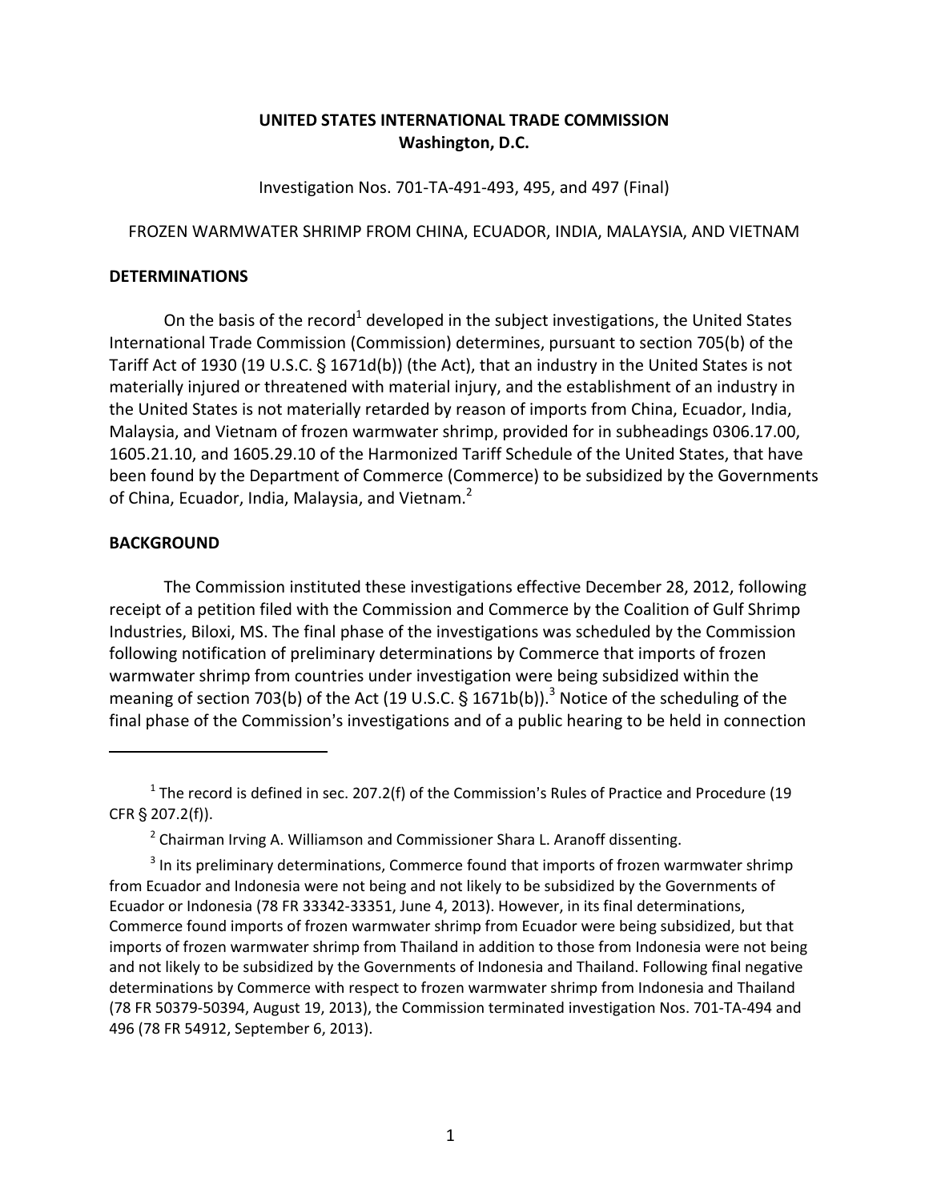**UNITED STATES INTERNATIONAL TRADE COMMISSION**
**Washington, D.C.**

Investigation Nos. 701-TA-491-493, 495, and 497 (Final)

FROZEN WARMWATER SHRIMP FROM CHINA, ECUADOR, INDIA, MALAYSIA, AND VIETNAM

## DETERMINATIONS

On the basis of the record[1] developed in the subject investigations, the United States International Trade Commission (Commission) determines, pursuant to section 705(b) of the Tariff Act of 1930 (19 U.S.C. § 1671d(b)) (the Act), that an industry in the United States is not materially injured or threatened with material injury, and the establishment of an industry in the United States is not materially retarded by reason of imports from China, Ecuador, India, Malaysia, and Vietnam of frozen warmwater shrimp, provided for in subheadings 0306.17.00, 1605.21.10, and 1605.29.10 of the Harmonized Tariff Schedule of the United States, that have been found by the Department of Commerce (Commerce) to be subsidized by the Governments of China, Ecuador, India, Malaysia, and Vietnam.[2]

## BACKGROUND

The Commission instituted these investigations effective December 28, 2012, following receipt of a petition filed with the Commission and Commerce by the Coalition of Gulf Shrimp Industries, Biloxi, MS. The final phase of the investigations was scheduled by the Commission following notification of preliminary determinations by Commerce that imports of frozen warmwater shrimp from countries under investigation were being subsidized within the meaning of section 703(b) of the Act (19 U.S.C. § 1671b(b)).[3] Notice of the scheduling of the final phase of the Commission's investigations and of a public hearing to be held in connection

---

[1] The record is defined in sec. 207.2(f) of the Commission's Rules of Practice and Procedure (19 CFR § 207.2(f)).

[2] Chairman Irving A. Williamson and Commissioner Shara L. Aranoff dissenting.

[3] In its preliminary determinations, Commerce found that imports of frozen warmwater shrimp from Ecuador and Indonesia were not being and not likely to be subsidized by the Governments of Ecuador or Indonesia (78 FR 33342-33351, June 4, 2013). However, in its final determinations, Commerce found imports of frozen warmwater shrimp from Ecuador were being subsidized, but that imports of frozen warmwater shrimp from Thailand in addition to those from Indonesia were not being and not likely to be subsidized by the Governments of Indonesia and Thailand. Following final negative determinations by Commerce with respect to frozen warmwater shrimp from Indonesia and Thailand (78 FR 50379-50394, August 19, 2013), the Commission terminated investigation Nos. 701-TA-494 and 496 (78 FR 54912, September 6, 2013).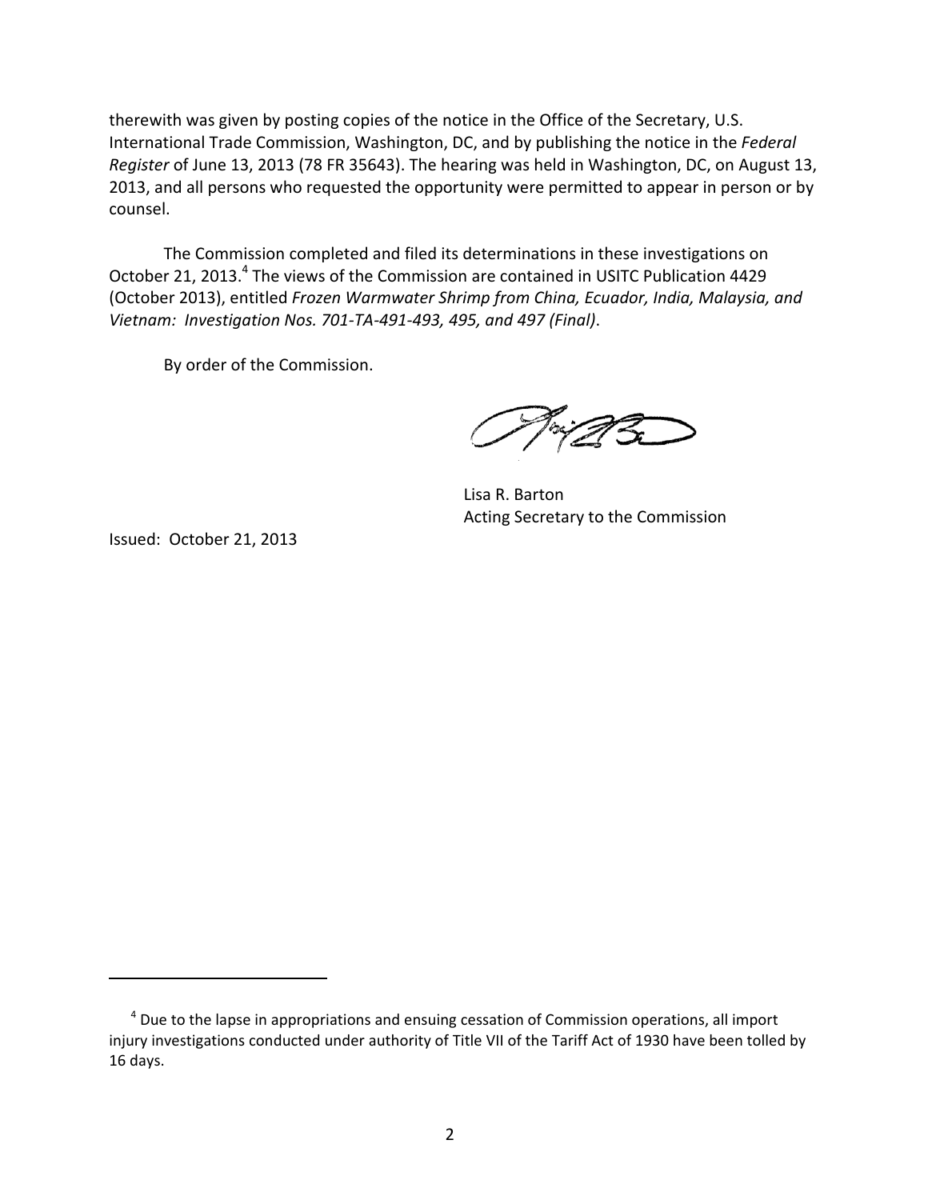therewith was given by posting copies of the notice in the Office of the Secretary, U.S. International Trade Commission, Washington, DC, and by publishing the notice in the *Federal Register* of June 13, 2013 (78 FR 35643). The hearing was held in Washington, DC, on August 13, 2013, and all persons who requested the opportunity were permitted to appear in person or by counsel.

The Commission completed and filed its determinations in these investigations on October 21, 2013.[4] The views of the Commission are contained in USITC Publication 4429 (October 2013), entitled *Frozen Warmwater Shrimp from China, Ecuador, India, Malaysia, and Vietnam: Investigation Nos. 701-TA-491-493, 495, and 497 (Final)*.

By order of the Commission.

Lisa R. Barton
Acting Secretary to the Commission

Issued: October 21, 2013

---

[4] Due to the lapse in appropriations and ensuing cessation of Commission operations, all import injury investigations conducted under authority of Title VII of the Tariff Act of 1930 have been tolled by 16 days.